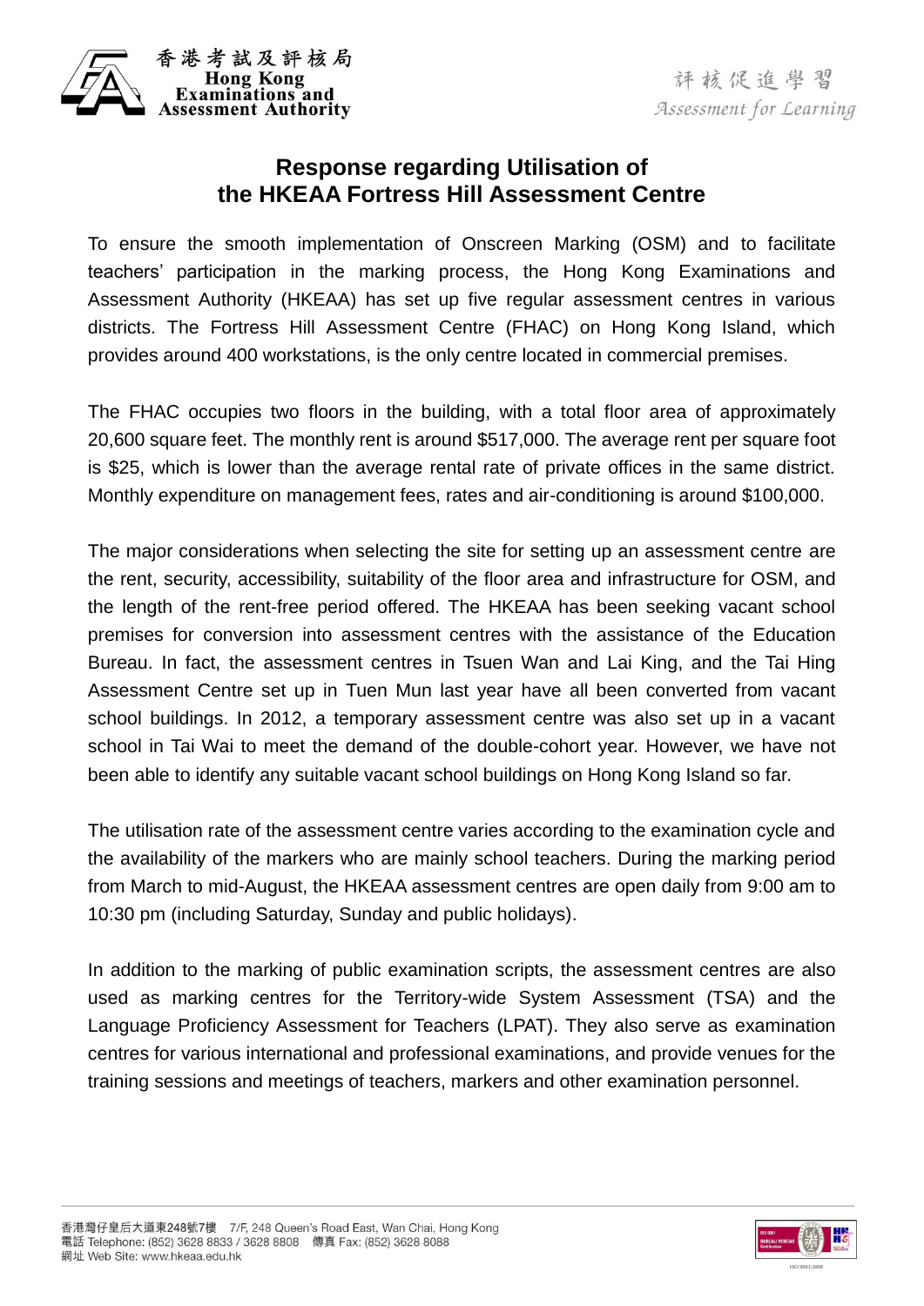# Response regarding Utilisation of the HKEAA Fortress Hill Assessment Centre

To ensure the smooth implementation of Onscreen Marking (OSM) and to facilitate teachers' participation in the marking process, the Hong Kong Examinations and Assessment Authority (HKEAA) has set up five regular assessment centres in various districts. The Fortress Hill Assessment Centre (FHAC) on Hong Kong Island, which provides around 400 workstations, is the only centre located in commercial premises.

The FHAC occupies two floors in the building, with a total floor area of approximately 20,600 square feet. The monthly rent is around $517,000. The average rent per square foot is $25, which is lower than the average rental rate of private offices in the same district. Monthly expenditure on management fees, rates and air-conditioning is around $100,000.

The major considerations when selecting the site for setting up an assessment centre are the rent, security, accessibility, suitability of the floor area and infrastructure for OSM, and the length of the rent-free period offered. The HKEAA has been seeking vacant school premises for conversion into assessment centres with the assistance of the Education Bureau. In fact, the assessment centres in Tsuen Wan and Lai King, and the Tai Hing Assessment Centre set up in Tuen Mun last year have all been converted from vacant school buildings. In 2012, a temporary assessment centre was also set up in a vacant school in Tai Wai to meet the demand of the double-cohort year. However, we have not been able to identify any suitable vacant school buildings on Hong Kong Island so far.

The utilisation rate of the assessment centre varies according to the examination cycle and the availability of the markers who are mainly school teachers. During the marking period from March to mid-August, the HKEAA assessment centres are open daily from 9:00 am to 10:30 pm (including Saturday, Sunday and public holidays).

In addition to the marking of public examination scripts, the assessment centres are also used as marking centres for the Territory-wide System Assessment (TSA) and the Language Proficiency Assessment for Teachers (LPAT). They also serve as examination centres for various international and professional examinations, and provide venues for the training sessions and meetings of teachers, markers and other examination personnel.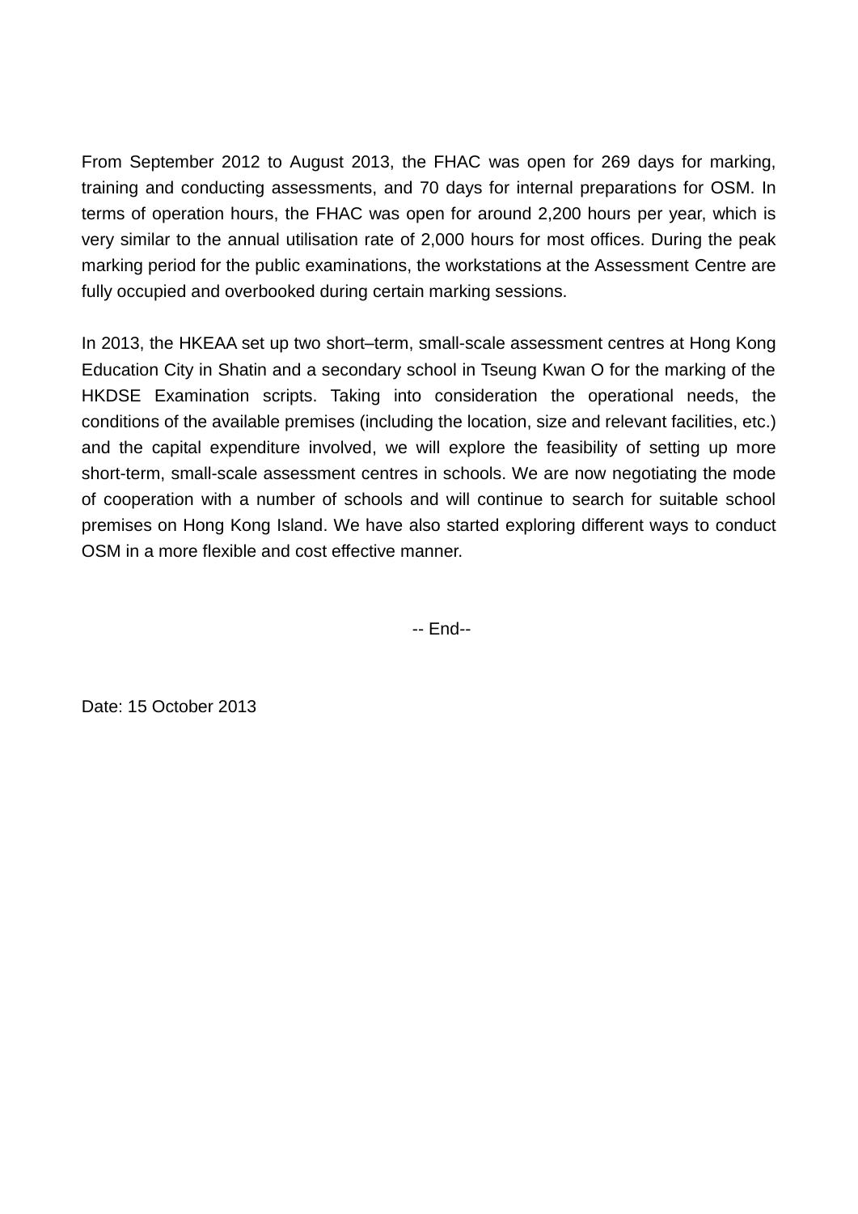From September 2012 to August 2013, the FHAC was open for 269 days for marking, training and conducting assessments, and 70 days for internal preparations for OSM. In terms of operation hours, the FHAC was open for around 2,200 hours per year, which is very similar to the annual utilisation rate of 2,000 hours for most offices. During the peak marking period for the public examinations, the workstations at the Assessment Centre are fully occupied and overbooked during certain marking sessions.

In 2013, the HKEAA set up two short–term, small-scale assessment centres at Hong Kong Education City in Shatin and a secondary school in Tseung Kwan O for the marking of the HKDSE Examination scripts. Taking into consideration the operational needs, the conditions of the available premises (including the location, size and relevant facilities, etc.) and the capital expenditure involved, we will explore the feasibility of setting up more short-term, small-scale assessment centres in schools. We are now negotiating the mode of cooperation with a number of schools and will continue to search for suitable school premises on Hong Kong Island. We have also started exploring different ways to conduct OSM in a more flexible and cost effective manner.

-- End--

Date: 15 October 2013